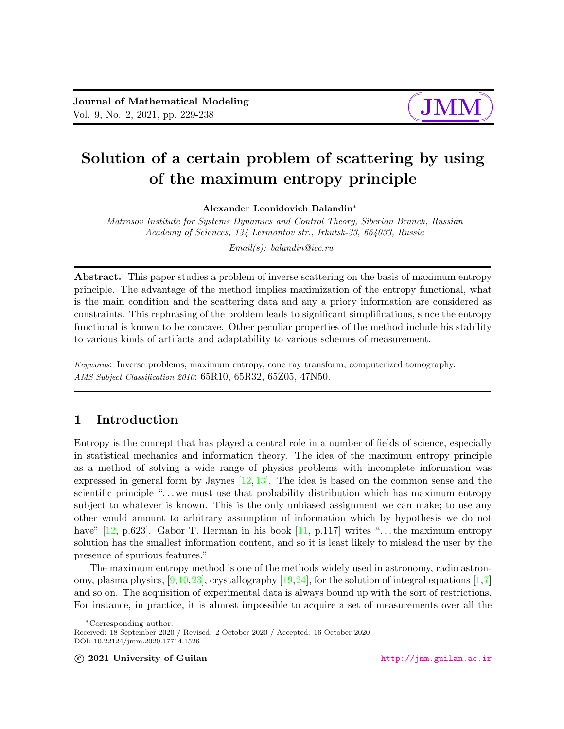# Solution of a certain problem of scattering by using of the maximum entropy principle

**Alexander Leonidovich Balandin***

*Matrosov Institute for Systems Dynamics and Control Theory, Siberian Branch, Russian Academy of Sciences, 134 Lermontov str., Irkutsk-33, 664033, Russia*

*Email(s): balandin@icc.ru*

**Abstract.** This paper studies a problem of inverse scattering on the basis of maximum entropy principle. The advantage of the method implies maximization of the entropy functional, what is the main condition and the scattering data and any a priory information are considered as constraints. This rephrasing of the problem leads to significant simplifications, since the entropy functional is known to be concave. Other peculiar properties of the method include his stability to various kinds of artifacts and adaptability to various schemes of measurement.

*Keywords*: Inverse problems, maximum entropy, cone ray transform, computerized tomography.
*AMS Subject Classification 2010*: 65R10, 65R32, 65Z05, 47N50.

## 1 Introduction

Entropy is the concept that has played a central role in a number of fields of science, especially in statistical mechanics and information theory. The idea of the maximum entropy principle as a method of solving a wide range of physics problems with incomplete information was expressed in general form by Jaynes [12, 13]. The idea is based on the common sense and the scientific principle "...we must use that probability distribution which has maximum entropy subject to whatever is known. This is the only unbiased assignment we can make; to use any other would amount to arbitrary assumption of information which by hypothesis we do not have" [12, p.623]. Gabor T. Herman in his book [11, p.117] writes "...the maximum entropy solution has the smallest information content, and so it is least likely to mislead the user by the presence of spurious features."

The maximum entropy method is one of the methods widely used in astronomy, radio astronomy, plasma physics, [9,10,23], crystallography [19,24], for the solution of integral equations [1,7] and so on. The acquisition of experimental data is always bound up with the sort of restrictions. For instance, in practice, it is almost impossible to acquire a set of measurements over all the

*Corresponding author.
Received: 18 September 2020 / Revised: 2 October 2020 / Accepted: 16 October 2020
DOI: 10.22124/jmm.2020.17714.1526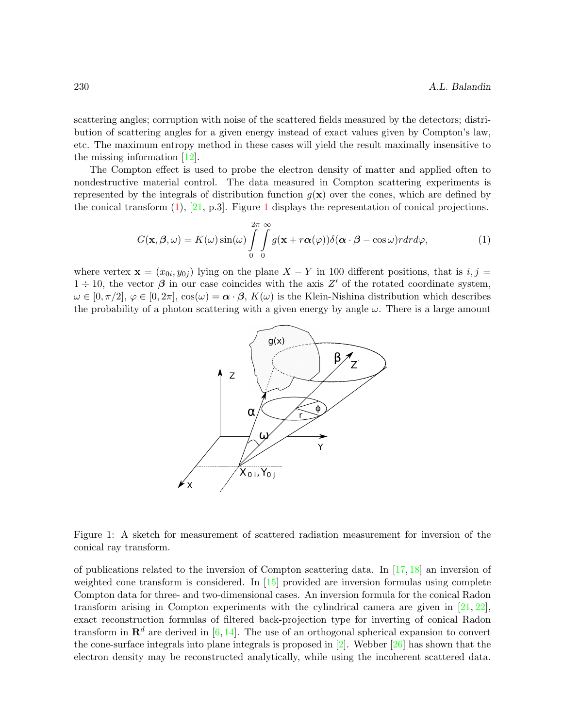scattering angles; corruption with noise of the scattered fields measured by the detectors; distribution of scattering angles for a given energy instead of exact values given by Compton's law, etc. The maximum entropy method in these cases will yield the result maximally insensitive to the missing information [12].

The Compton effect is used to probe the electron density of matter and applied often to nondestructive material control. The data measured in Compton scattering experiments is represented by the integrals of distribution function $g(\mathbf{x})$ over the cones, which are defined by the conical transform (1), [21, p.3]. Figure 1 displays the representation of conical projections.

$$G(\mathbf{x}, \boldsymbol{\beta}, \omega) = K(\omega)\sin(\omega)\int_0^{2\pi}\int_0^{\infty} g(\mathbf{x} + r\boldsymbol{\alpha}(\varphi))\delta(\boldsymbol{\alpha}\cdot\boldsymbol{\beta} - \cos\omega)r dr d\varphi, \tag{1}$$

where vertex $\mathbf{x} = (x_{0i}, y_{0j})$ lying on the plane $X - Y$ in 100 different positions, that is $i, j = 1 \div 10$, the vector $\boldsymbol{\beta}$ in our case coincides with the axis $Z'$ of the rotated coordinate system, $\omega \in [0, \pi/2]$, $\varphi \in [0, 2\pi]$, $\cos(\omega) = \boldsymbol{\alpha}\cdot\boldsymbol{\beta}$, $K(\omega)$ is the Klein-Nishina distribution which describes the probability of a photon scattering with a given energy by angle $\omega$. There is a large amount of publications related to the inversion of Compton scattering data. In [17, 18] an inversion of weighted cone transform is considered. In [15] provided are inversion formulas using complete Compton data for three- and two-dimensional cases. An inversion formula for the conical Radon transform arising in Compton experiments with the cylindrical camera are given in [21, 22], exact reconstruction formulas of filtered back-projection type for inverting of conical Radon transform in $\mathbf{R}^d$ are derived in [6, 14]. The use of an orthogonal spherical expansion to convert the cone-surface integrals into plane integrals is proposed in [2]. Webber [26] has shown that the electron density may be reconstructed analytically, while using the incoherent scattered data.

Figure 1: A sketch for measurement of scattered radiation measurement for inversion of the conical ray transform.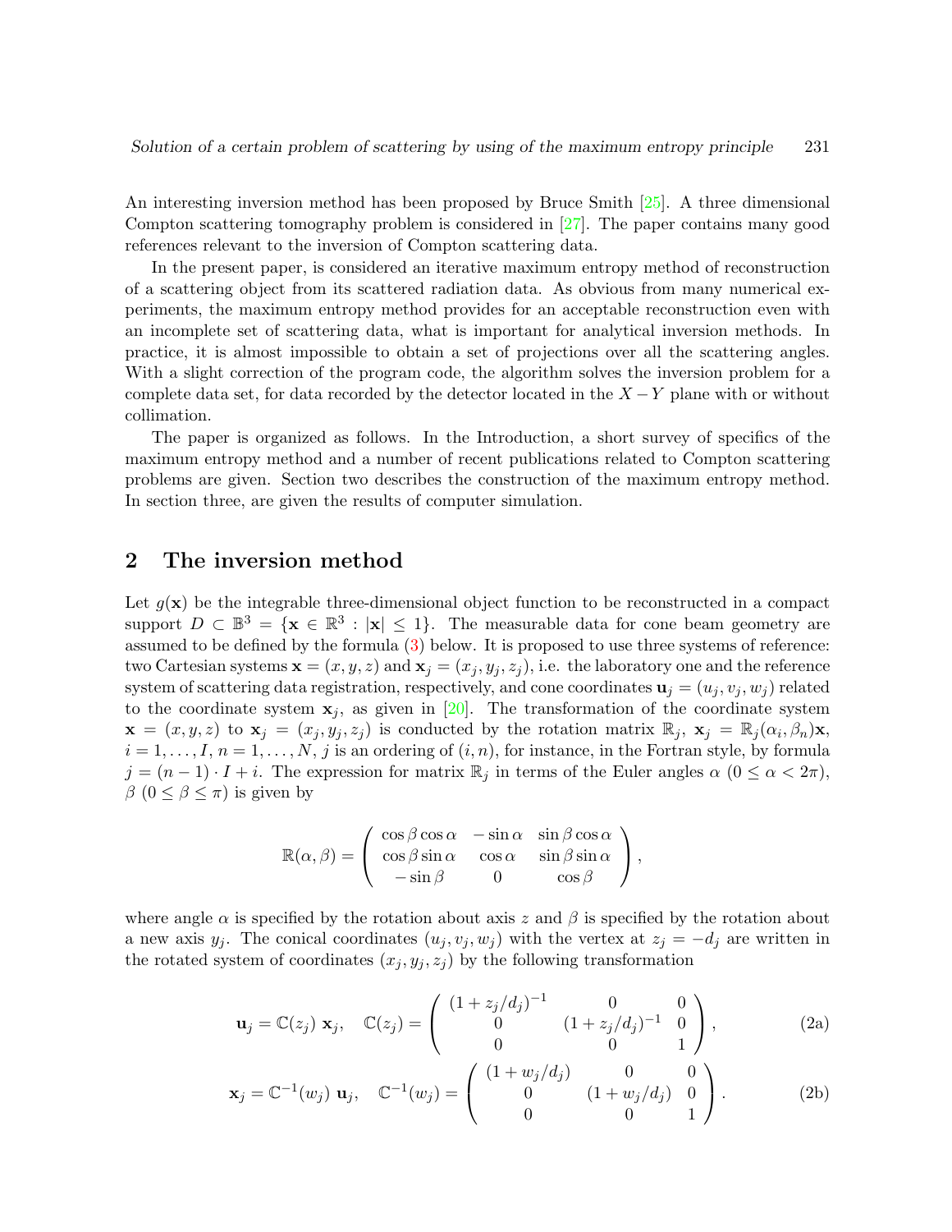An interesting inversion method has been proposed by Bruce Smith [25]. A three dimensional Compton scattering tomography problem is considered in [27]. The paper contains many good references relevant to the inversion of Compton scattering data.

In the present paper, is considered an iterative maximum entropy method of reconstruction of a scattering object from its scattered radiation data. As obvious from many numerical experiments, the maximum entropy method provides for an acceptable reconstruction even with an incomplete set of scattering data, what is important for analytical inversion methods. In practice, it is almost impossible to obtain a set of projections over all the scattering angles. With a slight correction of the program code, the algorithm solves the inversion problem for a complete data set, for data recorded by the detector located in the $X-Y$ plane with or without collimation.

The paper is organized as follows. In the Introduction, a short survey of specifics of the maximum entropy method and a number of recent publications related to Compton scattering problems are given. Section two describes the construction of the maximum entropy method. In section three, are given the results of computer simulation.

## 2 The inversion method

Let $g(\mathbf{x})$ be the integrable three-dimensional object function to be reconstructed in a compact support $D \subset \mathbb{B}^3 = \{\mathbf{x} \in \mathbb{R}^3 : |\mathbf{x}| \leq 1\}$. The measurable data for cone beam geometry are assumed to be defined by the formula (3) below. It is proposed to use three systems of reference: two Cartesian systems $\mathbf{x} = (x, y, z)$ and $\mathbf{x}_j = (x_j, y_j, z_j)$, i.e. the laboratory one and the reference system of scattering data registration, respectively, and cone coordinates $\mathbf{u}_j = (u_j, v_j, w_j)$ related to the coordinate system $\mathbf{x}_j$, as given in [20]. The transformation of the coordinate system $\mathbf{x} = (x, y, z)$ to $\mathbf{x}_j = (x_j, y_j, z_j)$ is conducted by the rotation matrix $\mathbb{R}_j$, $\mathbf{x}_j = \mathbb{R}_j(\alpha_i, \beta_n)\mathbf{x}$, $i = 1, \ldots, I$, $n = 1, \ldots, N$, $j$ is an ordering of $(i, n)$, for instance, in the Fortran style, by formula $j = (n-1) \cdot I + i$. The expression for matrix $\mathbb{R}_j$ in terms of the Euler angles $\alpha$ ($0 \leq \alpha < 2\pi$), $\beta$ ($0 \leq \beta \leq \pi$) is given by

$$\mathbb{R}(\alpha, \beta) = \begin{pmatrix} \cos\beta\cos\alpha & -\sin\alpha & \sin\beta\cos\alpha \\ \cos\beta\sin\alpha & \cos\alpha & \sin\beta\sin\alpha \\ -\sin\beta & 0 & \cos\beta \end{pmatrix},$$

where angle $\alpha$ is specified by the rotation about axis $z$ and $\beta$ is specified by the rotation about a new axis $y_j$. The conical coordinates $(u_j, v_j, w_j)$ with the vertex at $z_j = -d_j$ are written in the rotated system of coordinates $(x_j, y_j, z_j)$ by the following transformation

$$\mathbf{u}_j = \mathbb{C}(z_j)\ \mathbf{x}_j, \quad \mathbb{C}(z_j) = \begin{pmatrix} (1 + z_j/d_j)^{-1} & 0 & 0 \\ 0 & (1 + z_j/d_j)^{-1} & 0 \\ 0 & 0 & 1 \end{pmatrix}, \tag{2a}$$

$$\mathbf{x}_j = \mathbb{C}^{-1}(w_j)\ \mathbf{u}_j, \quad \mathbb{C}^{-1}(w_j) = \begin{pmatrix} (1 + w_j/d_j) & 0 & 0 \\ 0 & (1 + w_j/d_j) & 0 \\ 0 & 0 & 1 \end{pmatrix}. \tag{2b}$$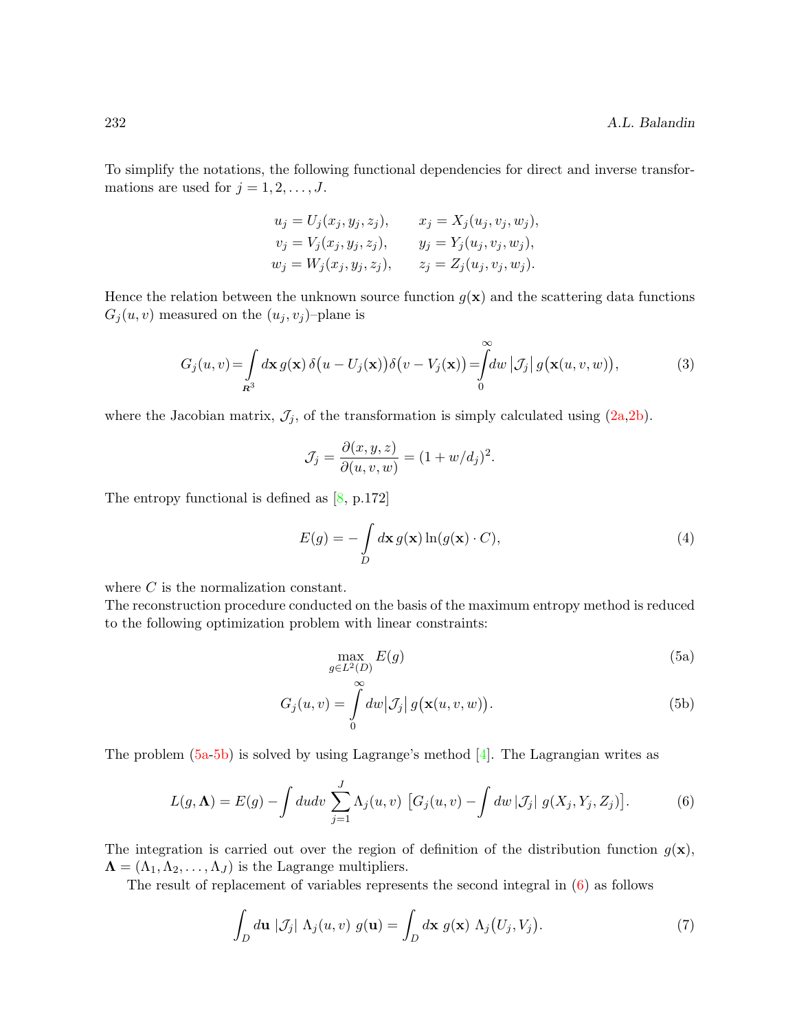To simplify the notations, the following functional dependencies for direct and inverse transformations are used for $j = 1, 2, \dots, J$.

$$
\begin{aligned}
u_j &= U_j(x_j, y_j, z_j), & x_j &= X_j(u_j, v_j, w_j),\\
v_j &= V_j(x_j, y_j, z_j), & y_j &= Y_j(u_j, v_j, w_j),\\
w_j &= W_j(x_j, y_j, z_j), & z_j &= Z_j(u_j, v_j, w_j).
\end{aligned}
$$

Hence the relation between the unknown source function $g(\mathbf{x})$ and the scattering data functions $G_j(u, v)$ measured on the $(u_j, v_j)$–plane is

$$
G_j(u,v) = \int\limits_{\boldsymbol{R}^3} d\mathbf{x}\, g(\mathbf{x})\, \delta\big(u - U_j(\mathbf{x})\big)\delta\big(v - V_j(\mathbf{x})\big) = \int\limits_0^\infty dw\, \left|\mathcal{J}_j\right|\, g\big(\mathbf{x}(u,v,w)\big), \tag{3}
$$

where the Jacobian matrix, $\mathcal{J}_j$, of the transformation is simply calculated using (2a,2b).

$$
\mathcal{J}_j = \frac{\partial(x,y,z)}{\partial(u,v,w)} = (1 + w/d_j)^2.
$$

The entropy functional is defined as [8, p.172]

$$
E(g) = -\int\limits_D d\mathbf{x}\, g(\mathbf{x}) \ln(g(\mathbf{x}) \cdot C), \tag{4}
$$

where $C$ is the normalization constant.

The reconstruction procedure conducted on the basis of the maximum entropy method is reduced to the following optimization problem with linear constraints:

$$
\max_{g \in L^2(D)} E(g) \tag{5a}
$$

$$
G_j(u,v) = \int\limits_0^\infty dw \big|\mathcal{J}_j\big|\, g\big(\mathbf{x}(u,v,w)\big). \tag{5b}
$$

The problem (5a-5b) is solved by using Lagrange's method [4]. The Lagrangian writes as

$$
L(g, \boldsymbol{\Lambda}) = E(g) - \int dudv \sum_{j=1}^{J} \Lambda_j(u,v)\, \left[G_j(u,v) - \int dw\, |\mathcal{J}_j|\, g(X_j, Y_j, Z_j)\right]. \tag{6}
$$

The integration is carried out over the region of definition of the distribution function $g(\mathbf{x})$, $\boldsymbol{\Lambda} = (\Lambda_1, \Lambda_2, \dots, \Lambda_J)$ is the Lagrange multipliers.

The result of replacement of variables represents the second integral in (6) as follows

$$
\int_D d\mathbf{u}\, |\mathcal{J}_j|\, \Lambda_j(u,v)\, g(\mathbf{u}) = \int_D d\mathbf{x}\, g(\mathbf{x})\, \Lambda_j\big(U_j, V_j\big). \tag{7}
$$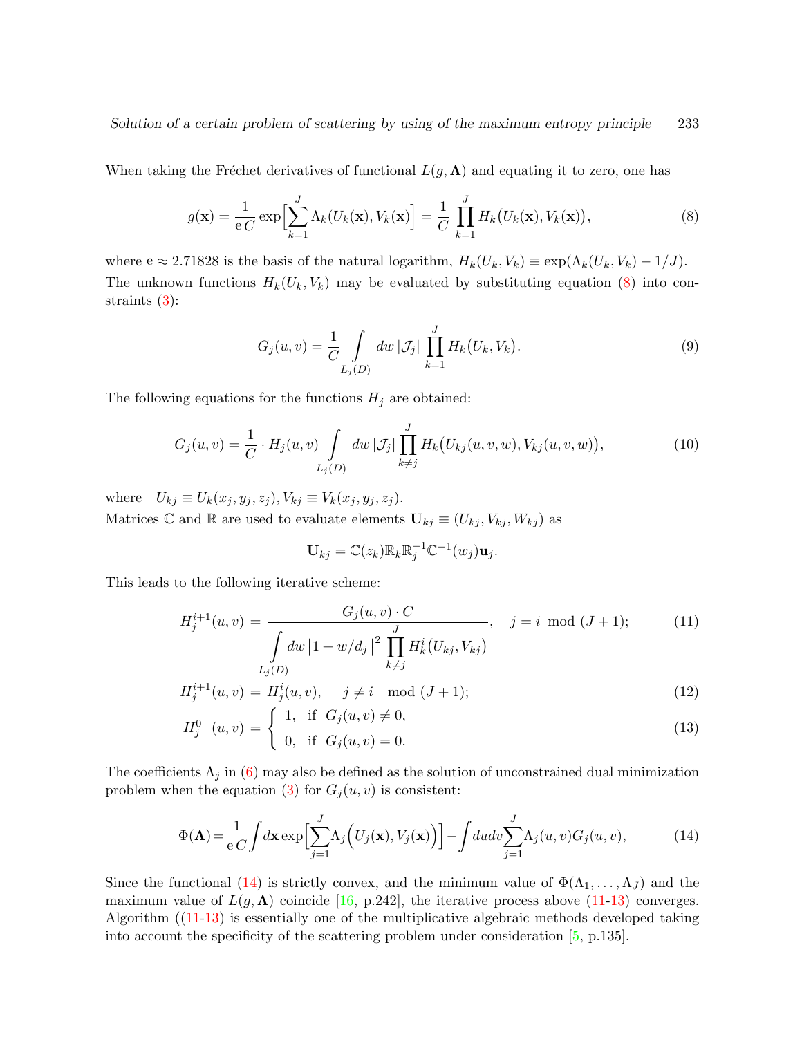When taking the Fréchet derivatives of functional $L(g, \mathbf{\Lambda})$ and equating it to zero, one has

$$g(\mathbf{x}) = \frac{1}{\mathrm{e}\, C} \exp\Big[\sum_{k=1}^{J} \Lambda_k(U_k(\mathbf{x}), V_k(\mathbf{x})\Big] = \frac{1}{C} \prod_{k=1}^{J} H_k\big(U_k(\mathbf{x}), V_k(\mathbf{x})\big), \tag{8}$$

where $\mathrm{e} \approx 2.71828$ is the basis of the natural logarithm, $H_k(U_k, V_k) \equiv \exp(\Lambda_k(U_k, V_k) - 1/J)$. The unknown functions $H_k(U_k, V_k)$ may be evaluated by substituting equation (8) into constraints (3):

$$G_j(u, v) = \frac{1}{C} \int\limits_{L_j(D)} dw\, |\mathcal{J}_j| \prod_{k=1}^{J} H_k\big(U_k, V_k\big). \tag{9}$$

The following equations for the functions $H_j$ are obtained:

$$G_j(u, v) = \frac{1}{C} \cdot H_j(u, v) \int\limits_{L_j(D)} dw\, |\mathcal{J}_j| \prod_{k \neq j}^{J} H_k\big(U_{kj}(u, v, w), V_{kj}(u, v, w)\big), \tag{10}$$

where $\quad U_{kj} \equiv U_k(x_j, y_j, z_j), V_{kj} \equiv V_k(x_j, y_j, z_j)$.
Matrices $\mathbb{C}$ and $\mathbb{R}$ are used to evaluate elements $\mathbf{U}_{kj} \equiv (U_{kj}, V_{kj}, W_{kj})$ as

$$\mathbf{U}_{kj} = \mathbb{C}(z_k)\mathbb{R}_k\mathbb{R}_j^{-1}\mathbb{C}^{-1}(w_j)\mathbf{u}_j.$$

This leads to the following iterative scheme:

$$H_j^{i+1}(u, v) = \frac{G_j(u, v) \cdot C}{\displaystyle\int\limits_{L_j(D)} dw\, \big|1 + w/d_j\big|^2 \prod_{k \neq j}^{J} H_k^i\big(U_{kj}, V_{kj}\big)}, \quad j = i \mod (J+1); \tag{11}$$

$$H_j^{i+1}(u, v) = H_j^i(u, v), \quad j \neq i \mod (J+1); \tag{12}$$

$$H_j^0 \ (u, v) = \begin{cases} 1, & \text{if } G_j(u, v) \neq 0, \\ 0, & \text{if } G_j(u, v) = 0. \end{cases} \tag{13}$$

The coefficients $\Lambda_j$ in (6) may also be defined as the solution of unconstrained dual minimization problem when the equation (3) for $G_j(u, v)$ is consistent:

$$\Phi(\mathbf{\Lambda}) = \frac{1}{\mathrm{e}\, C} \int d\mathbf{x} \exp\Big[\sum_{j=1}^{J} \Lambda_j\Big(U_j(\mathbf{x}), V_j(\mathbf{x})\Big)\Big] - \int du dv \sum_{j=1}^{J} \Lambda_j(u, v) G_j(u, v), \tag{14}$$

Since the functional (14) is strictly convex, and the minimum value of $\Phi(\Lambda_1, \ldots, \Lambda_J)$ and the maximum value of $L(g, \mathbf{\Lambda})$ coincide [16, p.242], the iterative process above (11-13) converges. Algorithm ((11-13) is essentially one of the multiplicative algebraic methods developed taking into account the specificity of the scattering problem under consideration [5, p.135].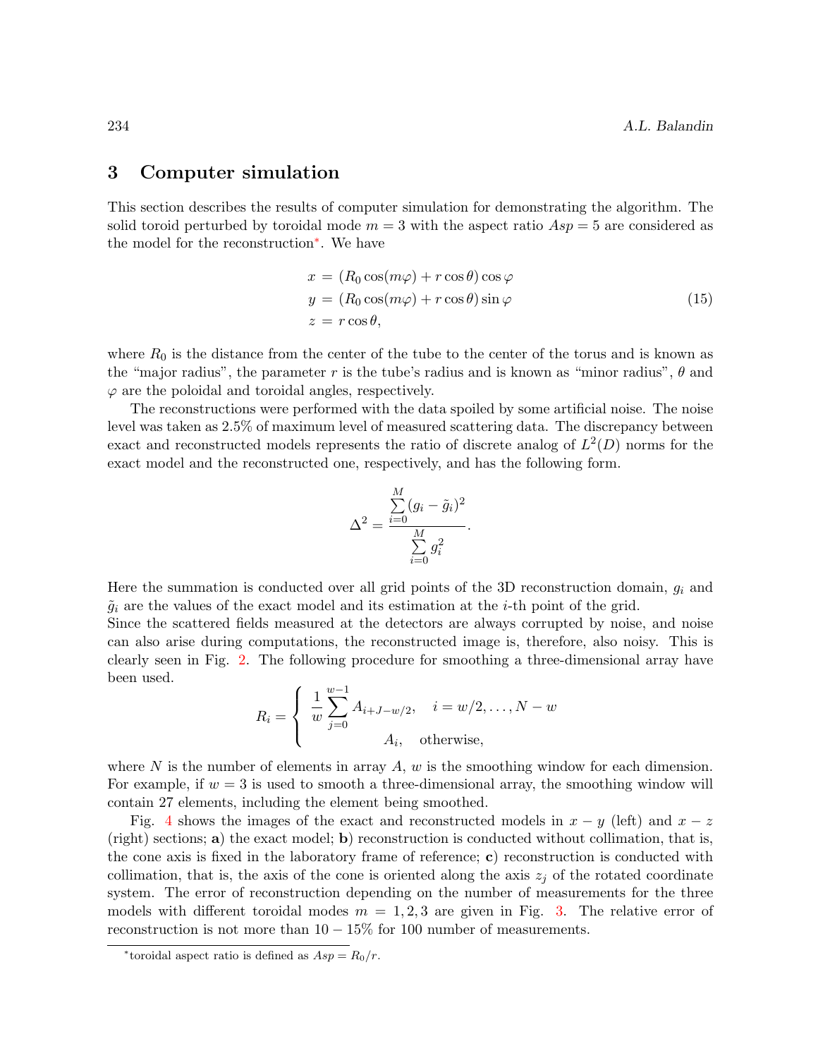## 3 Computer simulation

This section describes the results of computer simulation for demonstrating the algorithm. The solid toroid perturbed by toroidal mode $m = 3$ with the aspect ratio $Asp = 5$ are considered as the model for the reconstruction*. We have

$$
\begin{aligned}
x &= (R_0 \cos(m\varphi) + r\cos\theta)\cos\varphi \\
y &= (R_0 \cos(m\varphi) + r\cos\theta)\sin\varphi \\
z &= r\cos\theta,
\end{aligned}
\tag{15}
$$

where $R_0$ is the distance from the center of the tube to the center of the torus and is known as the "major radius", the parameter $r$ is the tube's radius and is known as "minor radius", $\theta$ and $\varphi$ are the poloidal and toroidal angles, respectively.

The reconstructions were performed with the data spoiled by some artificial noise. The noise level was taken as 2.5% of maximum level of measured scattering data. The discrepancy between exact and reconstructed models represents the ratio of discrete analog of $L^2(D)$ norms for the exact model and the reconstructed one, respectively, and has the following form.

$$
\Delta^2 = \frac{\sum\limits_{i=0}^{M} (g_i - \tilde{g}_i)^2}{\sum\limits_{i=0}^{M} g_i^2}.
$$

Here the summation is conducted over all grid points of the 3D reconstruction domain, $g_i$ and $\tilde{g}_i$ are the values of the exact model and its estimation at the $i$-th point of the grid.
Since the scattered fields measured at the detectors are always corrupted by noise, and noise can also arise during computations, the reconstructed image is, therefore, also noisy. This is clearly seen in Fig. 2. The following procedure for smoothing a three-dimensional array have been used.

$$
R_i = \begin{cases} \dfrac{1}{w} \sum\limits_{j=0}^{w-1} A_{i+J-w/2}, & i = w/2, \ldots, N - w \\ A_i, & \text{otherwise,} \end{cases}
$$

where $N$ is the number of elements in array $A$, $w$ is the smoothing window for each dimension. For example, if $w = 3$ is used to smooth a three-dimensional array, the smoothing window will contain 27 elements, including the element being smoothed.

Fig. 4 shows the images of the exact and reconstructed models in $x - y$ (left) and $x - z$ (right) sections; **a**) the exact model; **b**) reconstruction is conducted without collimation, that is, the cone axis is fixed in the laboratory frame of reference; **c**) reconstruction is conducted with collimation, that is, the axis of the cone is oriented along the axis $z_j$ of the rotated coordinate system. The error of reconstruction depending on the number of measurements for the three models with different toroidal modes $m = 1, 2, 3$ are given in Fig. 3. The relative error of reconstruction is not more than $10 - 15\%$ for 100 number of measurements.

*toroidal aspect ratio is defined as $Asp = R_0/r$.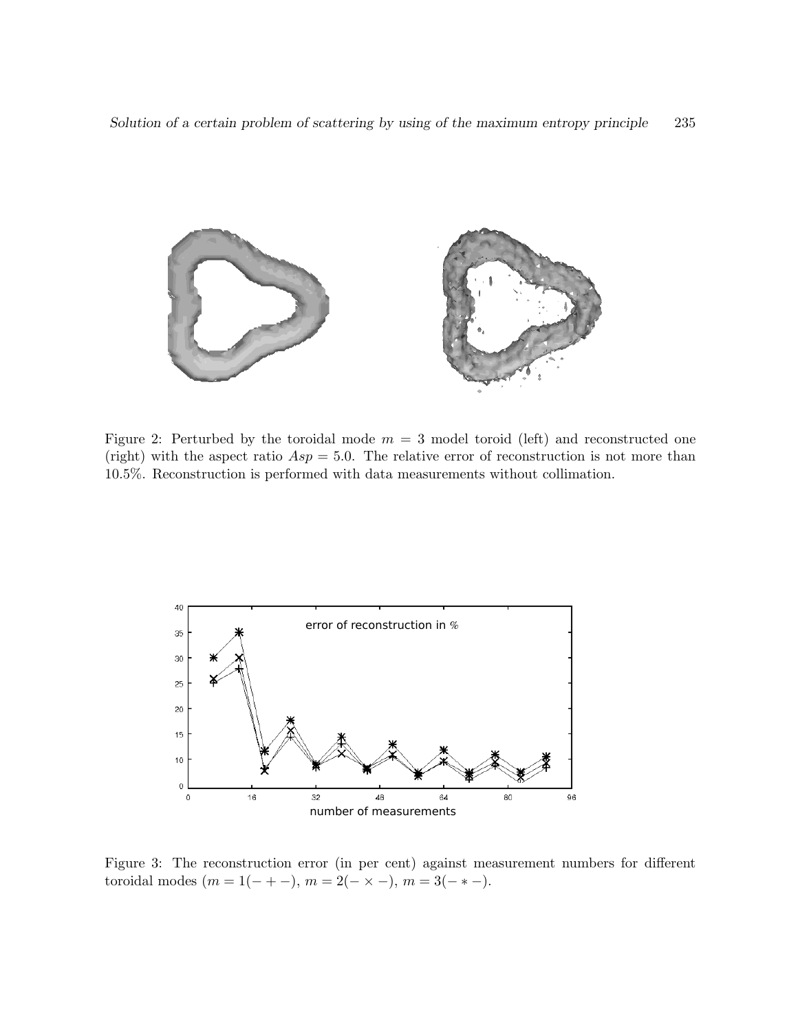Figure 2: Perturbed by the toroidal mode $m = 3$ model toroid (left) and reconstructed one (right) with the aspect ratio $Asp = 5.0$. The relative error of reconstruction is not more than 10.5%. Reconstruction is performed with data measurements without collimation.

Figure 3: The reconstruction error (in per cent) against measurement numbers for different toroidal modes ($m = 1(- + -)$, $m = 2(- \times -)$, $m = 3(- * -)$.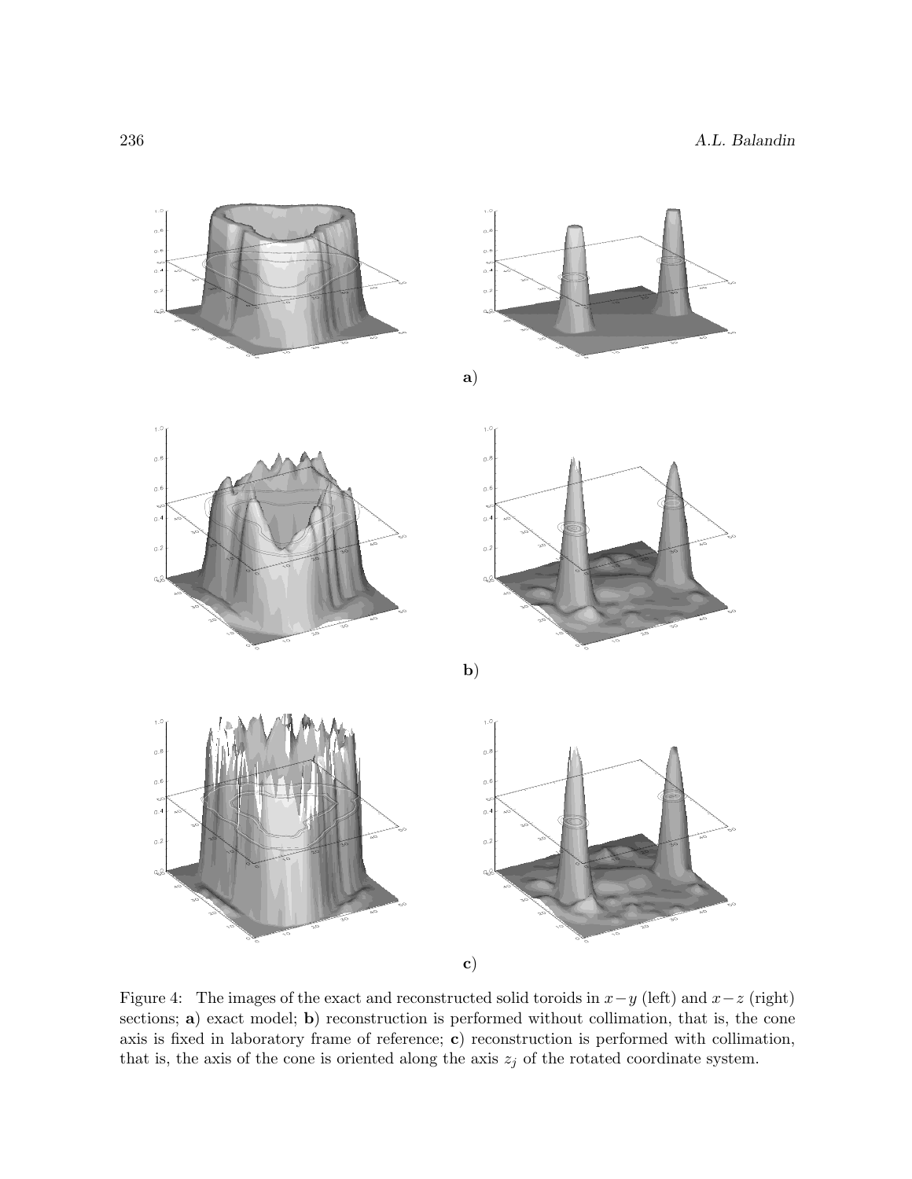**a**)

**b**)

**c**)

Figure 4: The images of the exact and reconstructed solid toroids in $x-y$ (left) and $x-z$ (right) sections; **a**) exact model; **b**) reconstruction is performed without collimation, that is, the cone axis is fixed in laboratory frame of reference; **c**) reconstruction is performed with collimation, that is, the axis of the cone is oriented along the axis $z_j$ of the rotated coordinate system.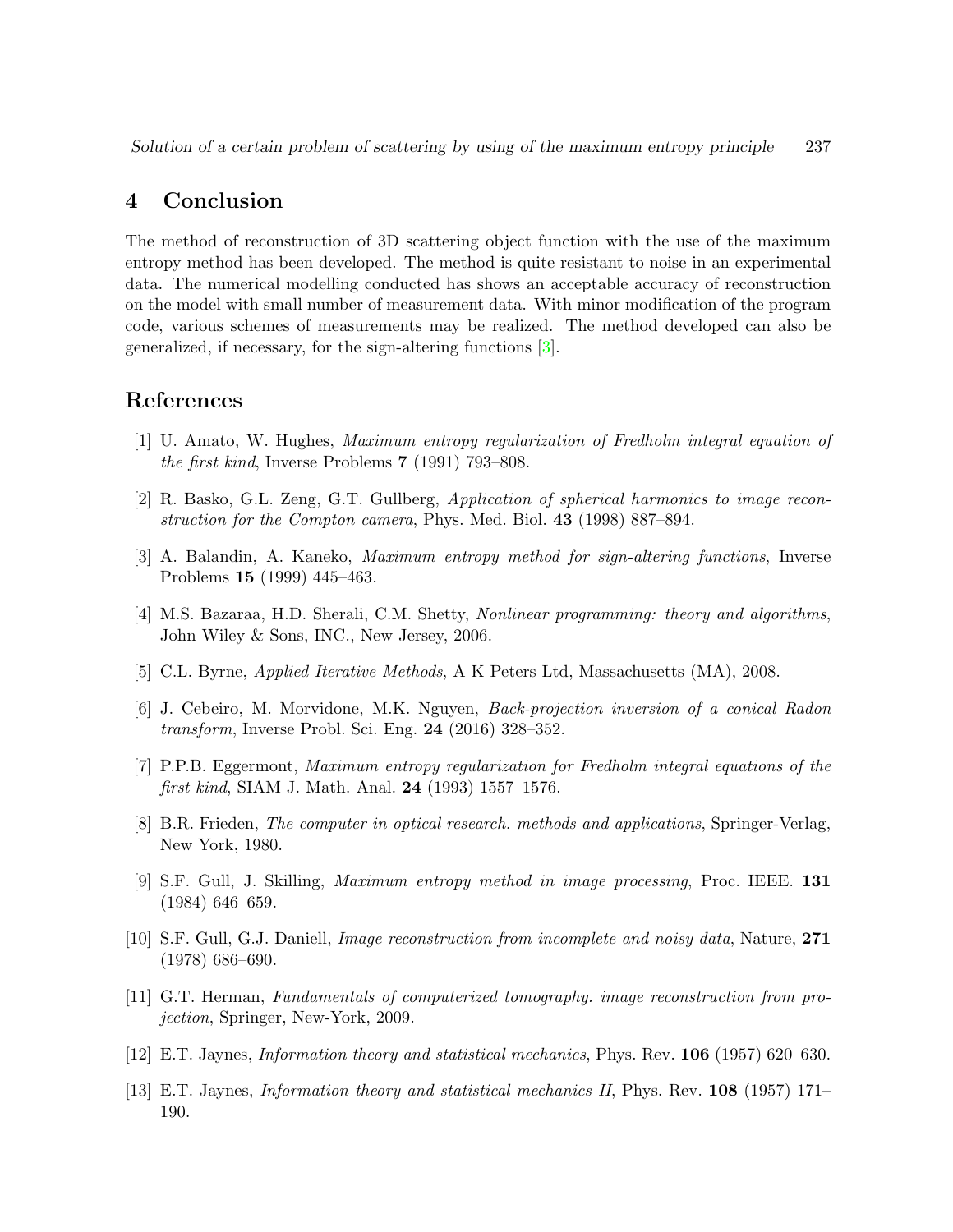## 4 Conclusion

The method of reconstruction of 3D scattering object function with the use of the maximum entropy method has been developed. The method is quite resistant to noise in an experimental data. The numerical modelling conducted has shows an acceptable accuracy of reconstruction on the model with small number of measurement data. With minor modification of the program code, various schemes of measurements may be realized. The method developed can also be generalized, if necessary, for the sign-altering functions [3].

## References

[1] U. Amato, W. Hughes, *Maximum entropy regularization of Fredholm integral equation of the first kind*, Inverse Problems **7** (1991) 793–808.

[2] R. Basko, G.L. Zeng, G.T. Gullberg, *Application of spherical harmonics to image reconstruction for the Compton camera*, Phys. Med. Biol. **43** (1998) 887–894.

[3] A. Balandin, A. Kaneko, *Maximum entropy method for sign-altering functions*, Inverse Problems **15** (1999) 445–463.

[4] M.S. Bazaraa, H.D. Sherali, C.M. Shetty, *Nonlinear programming: theory and algorithms*, John Wiley & Sons, INC., New Jersey, 2006.

[5] C.L. Byrne, *Applied Iterative Methods*, A K Peters Ltd, Massachusetts (MA), 2008.

[6] J. Cebeiro, M. Morvidone, M.K. Nguyen, *Back-projection inversion of a conical Radon transform*, Inverse Probl. Sci. Eng. **24** (2016) 328–352.

[7] P.P.B. Eggermont, *Maximum entropy regularization for Fredholm integral equations of the first kind*, SIAM J. Math. Anal. **24** (1993) 1557–1576.

[8] B.R. Frieden, *The computer in optical research. methods and applications*, Springer-Verlag, New York, 1980.

[9] S.F. Gull, J. Skilling, *Maximum entropy method in image processing*, Proc. IEEE. **131** (1984) 646–659.

[10] S.F. Gull, G.J. Daniell, *Image reconstruction from incomplete and noisy data*, Nature, **271** (1978) 686–690.

[11] G.T. Herman, *Fundamentals of computerized tomography. image reconstruction from projection*, Springer, New-York, 2009.

[12] E.T. Jaynes, *Information theory and statistical mechanics*, Phys. Rev. **106** (1957) 620–630.

[13] E.T. Jaynes, *Information theory and statistical mechanics II*, Phys. Rev. **108** (1957) 171–190.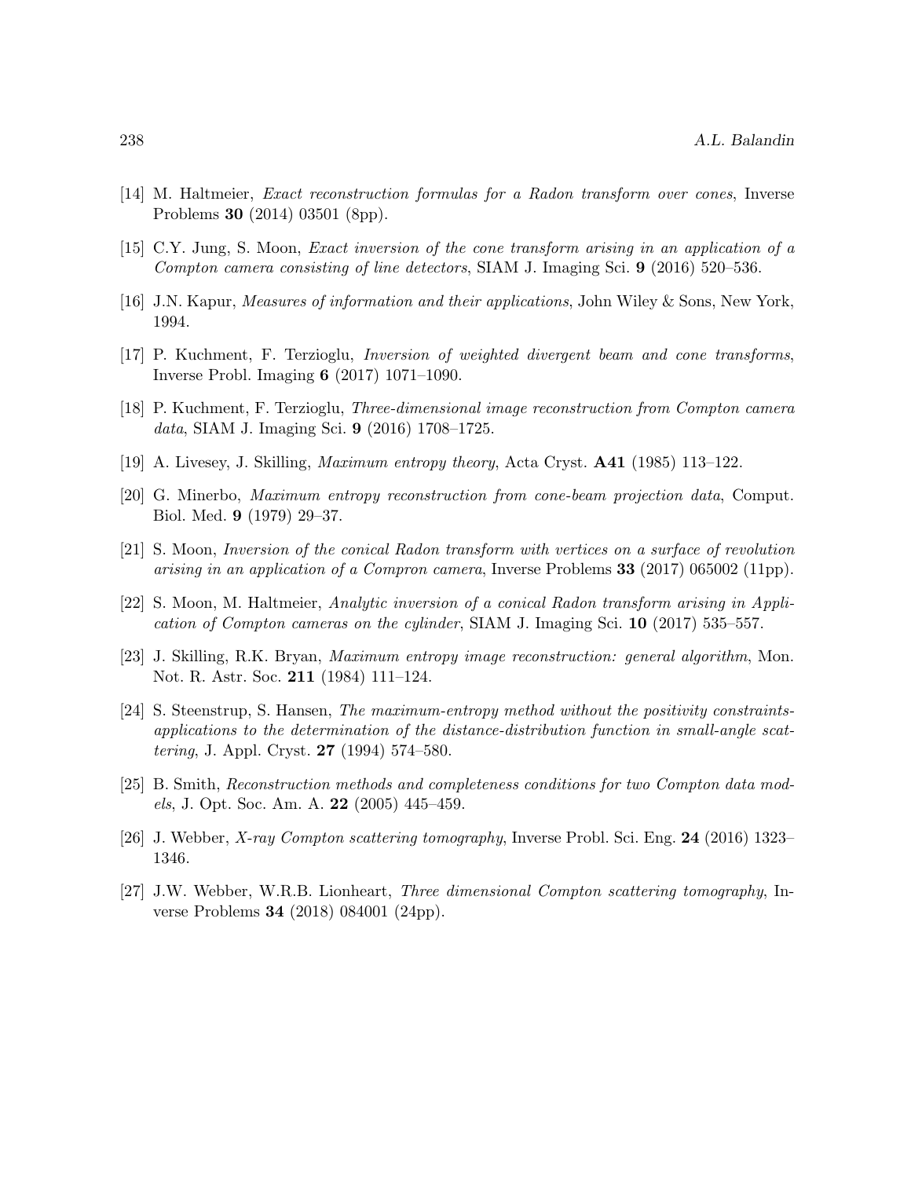[14] M. Haltmeier, *Exact reconstruction formulas for a Radon transform over cones*, Inverse Problems **30** (2014) 03501 (8pp).

[15] C.Y. Jung, S. Moon, *Exact inversion of the cone transform arising in an application of a Compton camera consisting of line detectors*, SIAM J. Imaging Sci. **9** (2016) 520–536.

[16] J.N. Kapur, *Measures of information and their applications*, John Wiley & Sons, New York, 1994.

[17] P. Kuchment, F. Terzioglu, *Inversion of weighted divergent beam and cone transforms*, Inverse Probl. Imaging **6** (2017) 1071–1090.

[18] P. Kuchment, F. Terzioglu, *Three-dimensional image reconstruction from Compton camera data*, SIAM J. Imaging Sci. **9** (2016) 1708–1725.

[19] A. Livesey, J. Skilling, *Maximum entropy theory*, Acta Cryst. **A41** (1985) 113–122.

[20] G. Minerbo, *Maximum entropy reconstruction from cone-beam projection data*, Comput. Biol. Med. **9** (1979) 29–37.

[21] S. Moon, *Inversion of the conical Radon transform with vertices on a surface of revolution arising in an application of a Compron camera*, Inverse Problems **33** (2017) 065002 (11pp).

[22] S. Moon, M. Haltmeier, *Analytic inversion of a conical Radon transform arising in Application of Compton cameras on the cylinder*, SIAM J. Imaging Sci. **10** (2017) 535–557.

[23] J. Skilling, R.K. Bryan, *Maximum entropy image reconstruction: general algorithm*, Mon. Not. R. Astr. Soc. **211** (1984) 111–124.

[24] S. Steenstrup, S. Hansen, *The maximum-entropy method without the positivity constraints-applications to the determination of the distance-distribution function in small-angle scattering*, J. Appl. Cryst. **27** (1994) 574–580.

[25] B. Smith, *Reconstruction methods and completeness conditions for two Compton data models*, J. Opt. Soc. Am. A. **22** (2005) 445–459.

[26] J. Webber, *X-ray Compton scattering tomography*, Inverse Probl. Sci. Eng. **24** (2016) 1323–1346.

[27] J.W. Webber, W.R.B. Lionheart, *Three dimensional Compton scattering tomography*, Inverse Problems **34** (2018) 084001 (24pp).